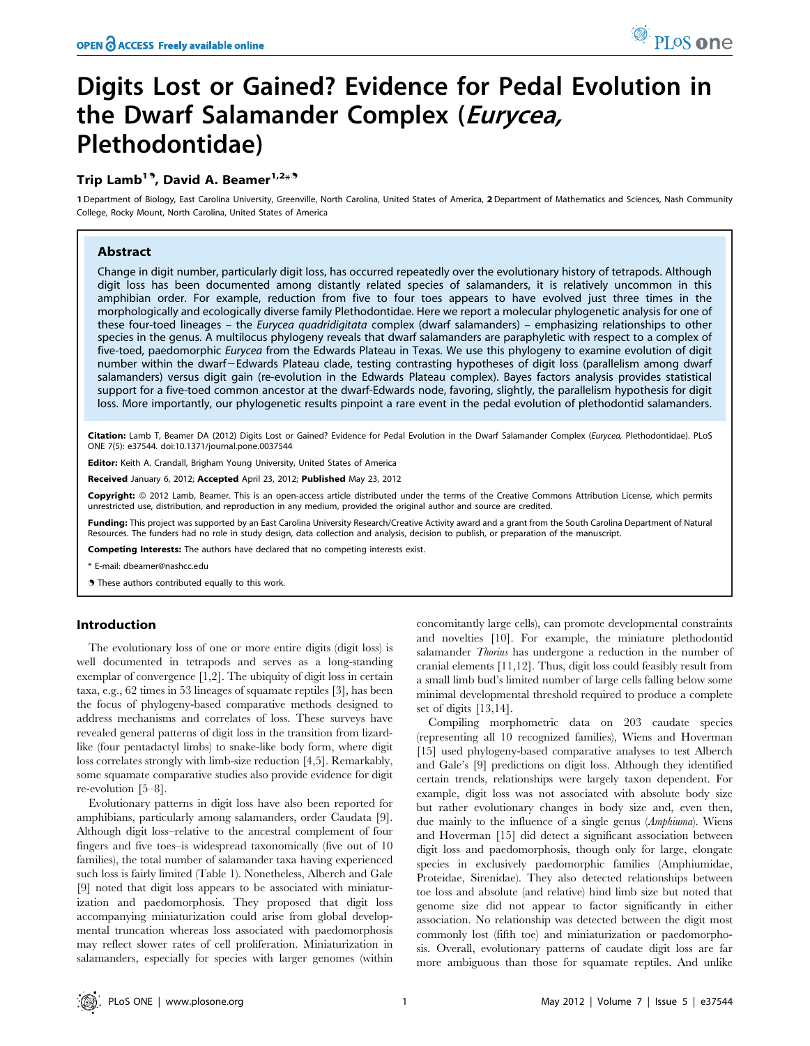# Digits Lost or Gained? Evidence for Pedal Evolution in the Dwarf Salamander Complex (*Eurycea*, Plethodontidae)

**Trip Lamb[1], David A. Beamer[1,2]***

**1** Department of Biology, East Carolina University, Greenville, North Carolina, United States of America, **2** Department of Mathematics and Sciences, Nash Community College, Rocky Mount, North Carolina, United States of America

## Abstract

Change in digit number, particularly digit loss, has occurred repeatedly over the evolutionary history of tetrapods. Although digit loss has been documented among distantly related species of salamanders, it is relatively uncommon in this amphibian order. For example, reduction from five to four toes appears to have evolved just three times in the morphologically and ecologically diverse family Plethodontidae. Here we report a molecular phylogenetic analysis for one of these four-toed lineages – the *Eurycea quadridigitata* complex (dwarf salamanders) – emphasizing relationships to other species in the genus. A multilocus phylogeny reveals that dwarf salamanders are paraphyletic with respect to a complex of five-toed, paedomorphic *Eurycea* from the Edwards Plateau in Texas. We use this phylogeny to examine evolution of digit number within the dwarf–Edwards Plateau clade, testing contrasting hypotheses of digit loss (parallelism among dwarf salamanders) versus digit gain (re-evolution in the Edwards Plateau complex). Bayes factors analysis provides statistical support for a five-toed common ancestor at the dwarf-Edwards node, favoring, slightly, the parallelism hypothesis for digit loss. More importantly, our phylogenetic results pinpoint a rare event in the pedal evolution of plethodontid salamanders.

**Citation:** Lamb T, Beamer DA (2012) Digits Lost or Gained? Evidence for Pedal Evolution in the Dwarf Salamander Complex (*Eurycea*, Plethodontidae). PLoS ONE 7(5): e37544. doi:10.1371/journal.pone.0037544

**Editor:** Keith A. Crandall, Brigham Young University, United States of America

**Received** January 6, 2012; **Accepted** April 23, 2012; **Published** May 23, 2012

**Copyright:** © 2012 Lamb, Beamer. This is an open-access article distributed under the terms of the Creative Commons Attribution License, which permits unrestricted use, distribution, and reproduction in any medium, provided the original author and source are credited.

**Funding:** This project was supported by an East Carolina University Research/Creative Activity award and a grant from the South Carolina Department of Natural Resources. The funders had no role in study design, data collection and analysis, decision to publish, or preparation of the manuscript.

**Competing Interests:** The authors have declared that no competing interests exist.

\* E-mail: dbeamer@nashcc.edu

These authors contributed equally to this work.

## Introduction

The evolutionary loss of one or more entire digits (digit loss) is well documented in tetrapods and serves as a long-standing exemplar of convergence [1,2]. The ubiquity of digit loss in certain taxa, e.g., 62 times in 53 lineages of squamate reptiles [3], has been the focus of phylogeny-based comparative methods designed to address mechanisms and correlates of loss. These surveys have revealed general patterns of digit loss in the transition from lizard-like (four pentadactyl limbs) to snake-like body form, where digit loss correlates strongly with limb-size reduction [4,5]. Remarkably, some squamate comparative studies also provide evidence for digit re-evolution [5–8].

Evolutionary patterns in digit loss have also been reported for amphibians, particularly among salamanders, order Caudata [9]. Although digit loss–relative to the ancestral complement of four fingers and five toes–is widespread taxonomically (five out of 10 families), the total number of salamander taxa having experienced such loss is fairly limited (Table 1). Nonetheless, Alberch and Gale [9] noted that digit loss appears to be associated with miniaturization and paedomorphosis. They proposed that digit loss accompanying miniaturization could arise from global developmental truncation whereas loss associated with paedomorphosis may reflect slower rates of cell proliferation. Miniaturization in salamanders, especially for species with larger genomes (within concomitantly large cells), can promote developmental constraints and novelties [10]. For example, the miniature plethodontid salamander *Thorius* has undergone a reduction in the number of cranial elements [11,12]. Thus, digit loss could feasibly result from a small limb bud's limited number of large cells falling below some minimal developmental threshold required to produce a complete set of digits [13,14].

Compiling morphometric data on 203 caudate species (representing all 10 recognized families), Wiens and Hoverman [15] used phylogeny-based comparative analyses to test Alberch and Gale's [9] predictions on digit loss. Although they identified certain trends, relationships were largely taxon dependent. For example, digit loss was not associated with absolute body size but rather evolutionary changes in body size and, even then, due mainly to the influence of a single genus (*Amphiuma*). Wiens and Hoverman [15] did detect a significant association between digit loss and paedomorphosis, though only for large, elongate species in exclusively paedomorphic families (Amphiumidae, Proteidae, Sirenidae). They also detected relationships between toe loss and absolute (and relative) hind limb size but noted that genome size did not appear to factor significantly in either association. No relationship was detected between the digit most commonly lost (fifth toe) and miniaturization or paedomorphosis. Overall, evolutionary patterns of caudate digit loss are far more ambiguous than those for squamate reptiles. And unlike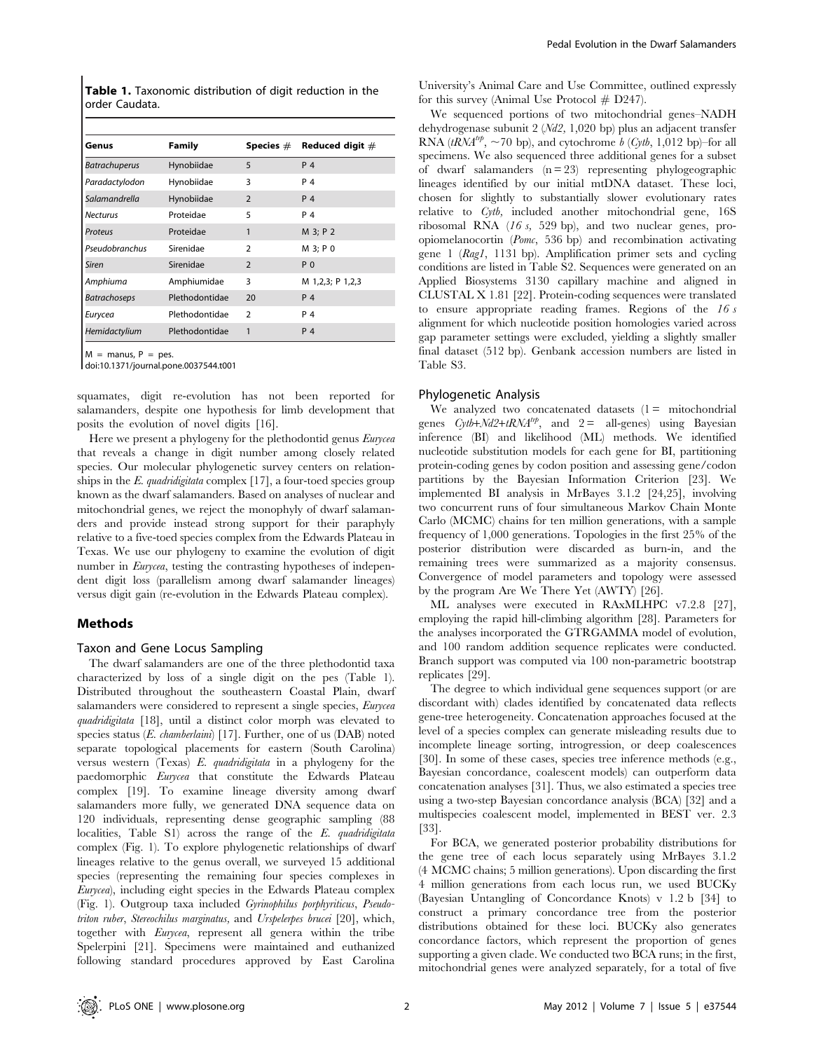**Table 1.** Taxonomic distribution of digit reduction in the order Caudata.

| Genus | Family | Species # | Reduced digit # |
|---|---|---|---|
| *Batrachuperus* | Hynobiidae | 5 | P 4 |
| *Paradactylodon* | Hynobiidae | 3 | P 4 |
| *Salamandrella* | Hynobiidae | 2 | P 4 |
| *Necturus* | Proteidae | 5 | P 4 |
| *Proteus* | Proteidae | 1 | M 3; P 2 |
| *Pseudobranchus* | Sirenidae | 2 | M 3; P 0 |
| *Siren* | Sirenidae | 2 | P 0 |
| *Amphiuma* | Amphiumidae | 3 | M 1,2,3; P 1,2,3 |
| *Batrachoseps* | Plethodontidae | 20 | P 4 |
| *Eurycea* | Plethodontidae | 2 | P 4 |
| *Hemidactylium* | Plethodontidae | 1 | P 4 |

M = manus, P = pes.
doi:10.1371/journal.pone.0037544.t001

squamates, digit re-evolution has not been reported for salamanders, despite one hypothesis for limb development that posits the evolution of novel digits [16].

Here we present a phylogeny for the plethodontid genus *Eurycea* that reveals a change in digit number among closely related species. Our molecular phylogenetic survey centers on relationships in the *E. quadridigitata* complex [17], a four-toed species group known as the dwarf salamanders. Based on analyses of nuclear and mitochondrial genes, we reject the monophyly of dwarf salamanders and provide instead strong support for their paraphyly relative to a five-toed species complex from the Edwards Plateau in Texas. We use our phylogeny to examine the evolution of digit number in *Eurycea*, testing the contrasting hypotheses of independent digit loss (parallelism among dwarf salamander lineages) versus digit gain (re-evolution in the Edwards Plateau complex).

## Methods

### Taxon and Gene Locus Sampling

The dwarf salamanders are one of the three plethodontid taxa characterized by loss of a single digit on the pes (Table 1). Distributed throughout the southeastern Coastal Plain, dwarf salamanders were considered to represent a single species, *Eurycea quadridigitata* [18], until a distinct color morph was elevated to species status (*E. chamberlaini*) [17]. Further, one of us (DAB) noted separate topological placements for eastern (South Carolina) versus western (Texas) *E. quadridigitata* in a phylogeny for the paedomorphic *Eurycea* that constitute the Edwards Plateau complex [19]. To examine lineage diversity among dwarf salamanders more fully, we generated DNA sequence data on 120 individuals, representing dense geographic sampling (88 localities, Table S1) across the range of the *E. quadridigitata* complex (Fig. 1). To explore phylogenetic relationships of dwarf lineages relative to the genus overall, we surveyed 15 additional species (representing the remaining four species complexes in *Eurycea*), including eight species in the Edwards Plateau complex (Fig. 1). Outgroup taxa included *Gyrinophilus porphyriticus*, *Pseudotriton ruber*, *Stereochilus marginatus*, and *Urspelerpes brucei* [20], which, together with *Eurycea*, represent all genera within the tribe Spelerpini [21]. Specimens were maintained and euthanized following standard procedures approved by East Carolina University's Animal Care and Use Committee, outlined expressly for this survey (Animal Use Protocol # D247).

We sequenced portions of two mitochondrial genes–NADH dehydrogenase subunit 2 (*Nd2*, 1,020 bp) plus an adjacent transfer RNA ($tRNA^{trp}$, ~70 bp), and cytochrome *b* (*Cytb*, 1,012 bp)–for all specimens. We also sequenced three additional genes for a subset of dwarf salamanders (n = 23) representing phylogeographic lineages identified by our initial mtDNA dataset. These loci, chosen for slightly to substantially slower evolutionary rates relative to *Cytb*, included another mitochondrial gene, 16S ribosomal RNA (*16 s*, 529 bp), and two nuclear genes, pro-opiomelanocortin (*Pomc*, 536 bp) and recombination activating gene 1 (*Rag1*, 1131 bp). Amplification primer sets and cycling conditions are listed in Table S2. Sequences were generated on an Applied Biosystems 3130 capillary machine and aligned in CLUSTAL X 1.81 [22]. Protein-coding sequences were translated to ensure appropriate reading frames. Regions of the *16 s* alignment for which nucleotide position homologies varied across gap parameter settings were excluded, yielding a slightly smaller final dataset (512 bp). Genbank accession numbers are listed in Table S3.

### Phylogenetic Analysis

We analyzed two concatenated datasets (1 = mitochondrial genes *Cytb*+*Nd2*+$tRNA^{trp}$, and 2 = all-genes) using Bayesian inference (BI) and likelihood (ML) methods. We identified nucleotide substitution models for each gene for BI, partitioning protein-coding genes by codon position and assessing gene/codon partitions by the Bayesian Information Criterion [23]. We implemented BI analysis in MrBayes 3.1.2 [24,25], involving two concurrent runs of four simultaneous Markov Chain Monte Carlo (MCMC) chains for ten million generations, with a sample frequency of 1,000 generations. Topologies in the first 25% of the posterior distribution were discarded as burn-in, and the remaining trees were summarized as a majority consensus. Convergence of model parameters and topology were assessed by the program Are We There Yet (AWTY) [26].

ML analyses were executed in RAxMLHPC v7.2.8 [27], employing the rapid hill-climbing algorithm [28]. Parameters for the analyses incorporated the GTRGAMMA model of evolution, and 100 random addition sequence replicates were conducted. Branch support was computed via 100 non-parametric bootstrap replicates [29].

The degree to which individual gene sequences support (or are discordant with) clades identified by concatenated data reflects gene-tree heterogeneity. Concatenation approaches focused at the level of a species complex can generate misleading results due to incomplete lineage sorting, introgression, or deep coalescences [30]. In some of these cases, species tree inference methods (e.g., Bayesian concordance, coalescent models) can outperform data concatenation analyses [31]. Thus, we also estimated a species tree using a two-step Bayesian concordance analysis (BCA) [32] and a multispecies coalescent model, implemented in BEST ver. 2.3 [33].

For BCA, we generated posterior probability distributions for the gene tree of each locus separately using MrBayes 3.1.2 (4 MCMC chains; 5 million generations). Upon discarding the first 4 million generations from each locus run, we used BUCKy (Bayesian Untangling of Concordance Knots) v 1.2 b [34] to construct a primary concordance tree from the posterior distributions obtained for these loci. BUCKy also generates concordance factors, which represent the proportion of genes supporting a given clade. We conducted two BCA runs; in the first, mitochondrial genes were analyzed separately, for a total of five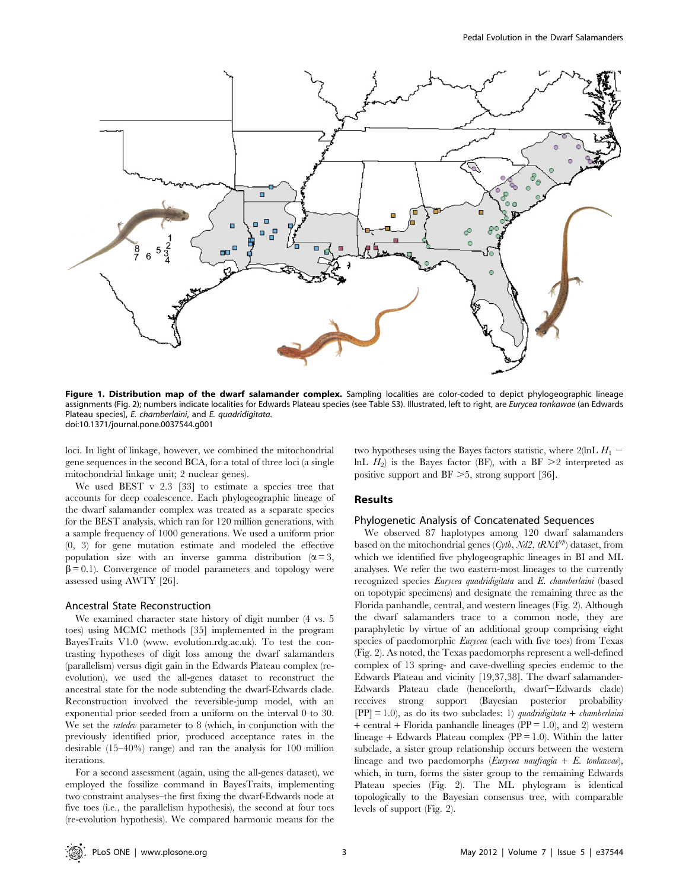8
7 6 5 1 2 3 4

**Figure 1. Distribution map of the dwarf salamander complex.** Sampling localities are color-coded to depict phylogeographic lineage assignments (Fig. 2); numbers indicate localities for Edwards Plateau species (see Table S3). Illustrated, left to right, are *Eurycea tonkawae* (an Edwards Plateau species), *E. chamberlaini*, and *E. quadridigitata*.
doi:10.1371/journal.pone.0037544.g001

loci. In light of linkage, however, we combined the mitochondrial gene sequences in the second BCA, for a total of three loci (a single mitochondrial linkage unit; 2 nuclear genes).

We used BEST v 2.3 [33] to estimate a species tree that accounts for deep coalescence. Each phylogeographic lineage of the dwarf salamander complex was treated as a separate species for the BEST analysis, which ran for 120 million generations, with a sample frequency of 1000 generations. We used a uniform prior (0, 3) for gene mutation estimate and modeled the effective population size with an inverse gamma distribution ($\alpha = 3$, $\beta = 0.1$). Convergence of model parameters and topology were assessed using AWTY [26].

### Ancestral State Reconstruction

We examined character state history of digit number (4 vs. 5 toes) using MCMC methods [35] implemented in the program BayesTraits V1.0 (www. evolution.rdg.ac.uk). To test the contrasting hypotheses of digit loss among the dwarf salamanders (parallelism) versus digit gain in the Edwards Plateau complex (re-evolution), we used the all-genes dataset to reconstruct the ancestral state for the node subtending the dwarf-Edwards clade. Reconstruction involved the reversible-jump model, with an exponential prior seeded from a uniform on the interval 0 to 30. We set the *ratedev* parameter to 8 (which, in conjunction with the previously identified prior, produced acceptance rates in the desirable (15–40%) range) and ran the analysis for 100 million iterations.

For a second assessment (again, using the all-genes dataset), we employed the fossilize command in BayesTraits, implementing two constraint analyses–the first fixing the dwarf-Edwards node at five toes (i.e., the parallelism hypothesis), the second at four toes (re-evolution hypothesis). We compared harmonic means for the two hypotheses using the Bayes factors statistic, where $2(\ln L\ H_1 - \ln L\ H_2)$ is the Bayes factor (BF), with a BF $>2$ interpreted as positive support and BF $>5$, strong support [36].

## Results

### Phylogenetic Analysis of Concatenated Sequences

We observed 87 haplotypes among 120 dwarf salamanders based on the mitochondrial genes (*Cytb*, *Nd2*, *tRNA$^{trp}$*) dataset, from which we identified five phylogeographic lineages in BI and ML analyses. We refer the two eastern-most lineages to the currently recognized species *Eurycea quadridigitata* and *E. chamberlaini* (based on topotypic specimens) and designate the remaining three as the Florida panhandle, central, and western lineages (Fig. 2). Although the dwarf salamanders trace to a common node, they are paraphyletic by virtue of an additional group comprising eight species of paedomorphic *Eurycea* (each with five toes) from Texas (Fig. 2). As noted, the Texas paedomorphs represent a well-defined complex of 13 spring- and cave-dwelling species endemic to the Edwards Plateau and vicinity [19,37,38]. The dwarf salamander-Edwards Plateau clade (henceforth, dwarf−Edwards clade) receives strong support (Bayesian posterior probability [PP] = 1.0), as do its two subclades: 1) *quadridigitata* + *chamberlaini* + central + Florida panhandle lineages (PP = 1.0), and 2) western lineage + Edwards Plateau complex (PP = 1.0). Within the latter subclade, a sister group relationship occurs between the western lineage and two paedomorphs (*Eurycea naufragia* + *E. tonkawae*), which, in turn, forms the sister group to the remaining Edwards Plateau species (Fig. 2). The ML phylogram is identical topologically to the Bayesian consensus tree, with comparable levels of support (Fig. 2).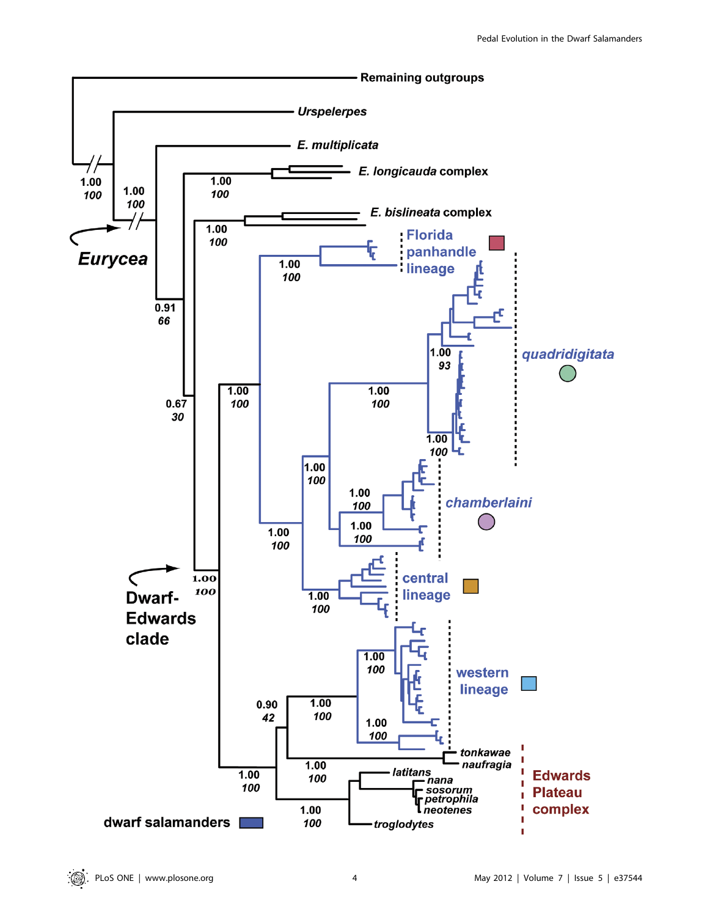Remaining outgroups

*Urspelerpes*

*E. multiplicata*

*E. longicauda* complex

*E. bislineata* complex

Florida panhandle lineage

*quadridigitata*

*chamberlaini*

central lineage

western lineage

*tonkawae*
*naufragia*

*latitans*
*nana*
*sosorum*
*petrophila*
*neotenes*
*troglodytes*

Edwards Plateau complex

*Eurycea*

Dwarf-Edwards clade

dwarf salamanders

1.00
*100*

1.00
*100*

1.00
*100*

1.00
*100*

0.91
*66*

0.67
*30*

1.00
*100*

1.00
*100*

1.00
*100*

1.00
*100*

1.00
*93*

1.00
*100*

1.00
*100*

1.00
*100*

1.00
*100*

1.00
*100*

1.00
*100*

1.00
*100*

1.00
*100*

1.00
*100*

0.90
*42*

1.00
*100*

1.00
*100*

1.00
*100*

1.00
*100*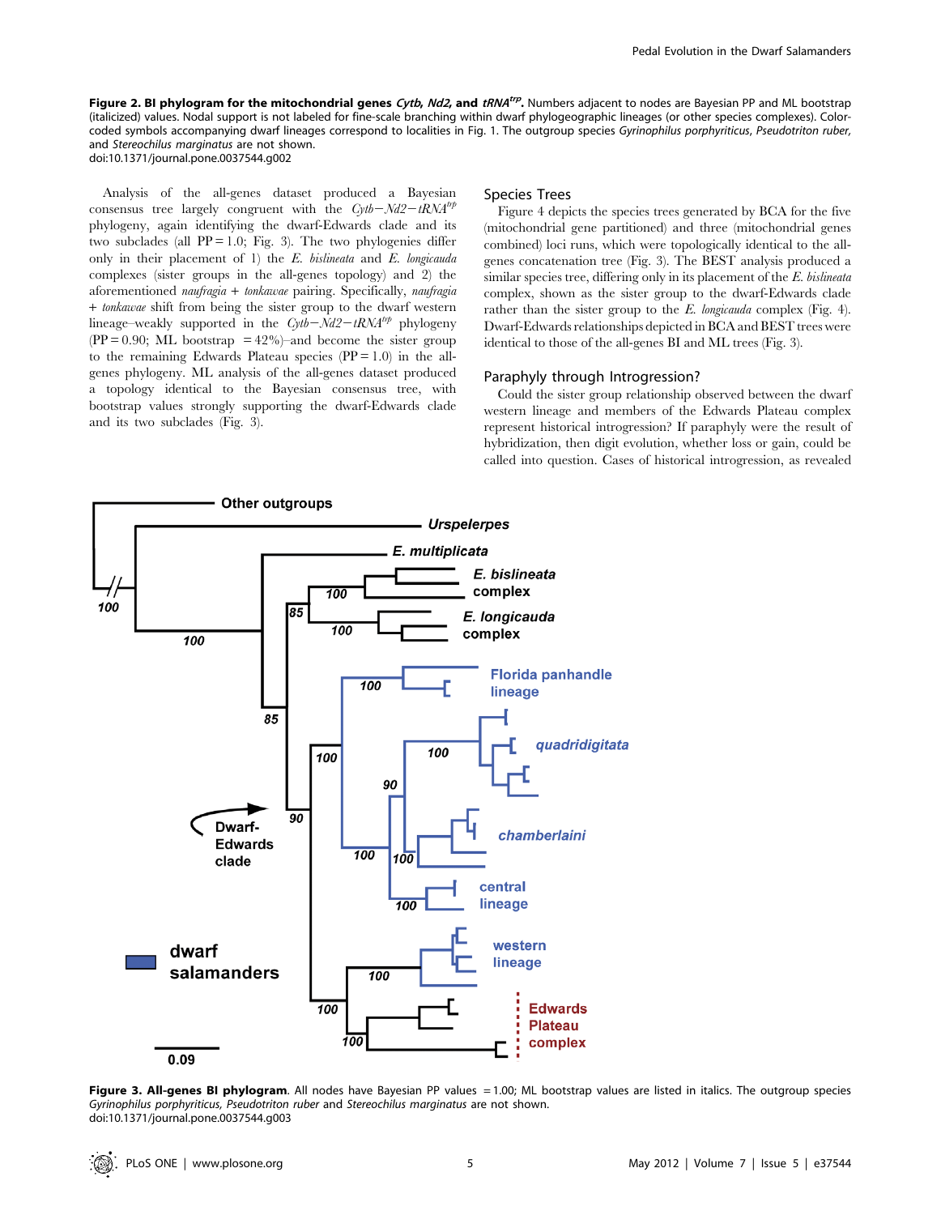**Figure 2. BI phylogram for the mitochondrial genes *Cytb*, *Nd2*, and *tRNA*$^{trp}$.** Numbers adjacent to nodes are Bayesian PP and ML bootstrap (italicized) values. Nodal support is not labeled for fine-scale branching within dwarf phylogeographic lineages (or other species complexes). Color-coded symbols accompanying dwarf lineages correspond to localities in Fig. 1. The outgroup species *Gyrinophilus porphyriticus*, *Pseudotriton ruber*, and *Stereochilus marginatus* are not shown.
doi:10.1371/journal.pone.0037544.g002

Analysis of the all-genes dataset produced a Bayesian consensus tree largely congruent with the *Cytb*−*Nd2*−*tRNA*$^{trp}$ phylogeny, again identifying the dwarf-Edwards clade and its two subclades (all PP = 1.0; Fig. 3). The two phylogenies differ only in their placement of 1) the *E. bislineata* and *E. longicauda* complexes (sister groups in the all-genes topology) and 2) the aforementioned *naufragia* + *tonkawae* pairing. Specifically, *naufragia* + *tonkawae* shift from being the sister group to the dwarf western lineage–weakly supported in the *Cytb*−*Nd2*−*tRNA*$^{trp}$ phylogeny (PP = 0.90; ML bootstrap = 42%)–and become the sister group to the remaining Edwards Plateau species (PP = 1.0) in the all-genes phylogeny. ML analysis of the all-genes dataset produced a topology identical to the Bayesian consensus tree, with bootstrap values strongly supporting the dwarf-Edwards clade and its two subclades (Fig. 3).

## Species Trees

Figure 4 depicts the species trees generated by BCA for the five (mitochondrial gene partitioned) and three (mitochondrial genes combined) loci runs, which were topologically identical to the all-genes concatenation tree (Fig. 3). The BEST analysis produced a similar species tree, differing only in its placement of the *E. bislineata* complex, shown as the sister group to the dwarf-Edwards clade rather than the sister group to the *E. longicauda* complex (Fig. 4). Dwarf-Edwards relationships depicted in BCA and BEST trees were identical to those of the all-genes BI and ML trees (Fig. 3).

## Paraphyly through Introgression?

Could the sister group relationship observed between the dwarf western lineage and members of the Edwards Plateau complex represent historical introgression? If paraphyly were the result of hybridization, then digit evolution, whether loss or gain, could be called into question. Cases of historical introgression, as revealed

Other outgroups
Urspelerpes
E. multiplicata
E. bislineata complex
E. longicauda complex
Florida panhandle lineage
quadridigitata
chamberlaini
central lineage
western lineage
Edwards Plateau complex
Dwarf-Edwards clade
dwarf salamanders
100
100
100
85
100
100
85
100
100
90
90
100
100
100
100
100
100
100
0.09

**Figure 3. All-genes BI phylogram.** All nodes have Bayesian PP values = 1.00; ML bootstrap values are listed in italics. The outgroup species *Gyrinophilus porphyriticus*, *Pseudotriton ruber* and *Stereochilus marginatus* are not shown.
doi:10.1371/journal.pone.0037544.g003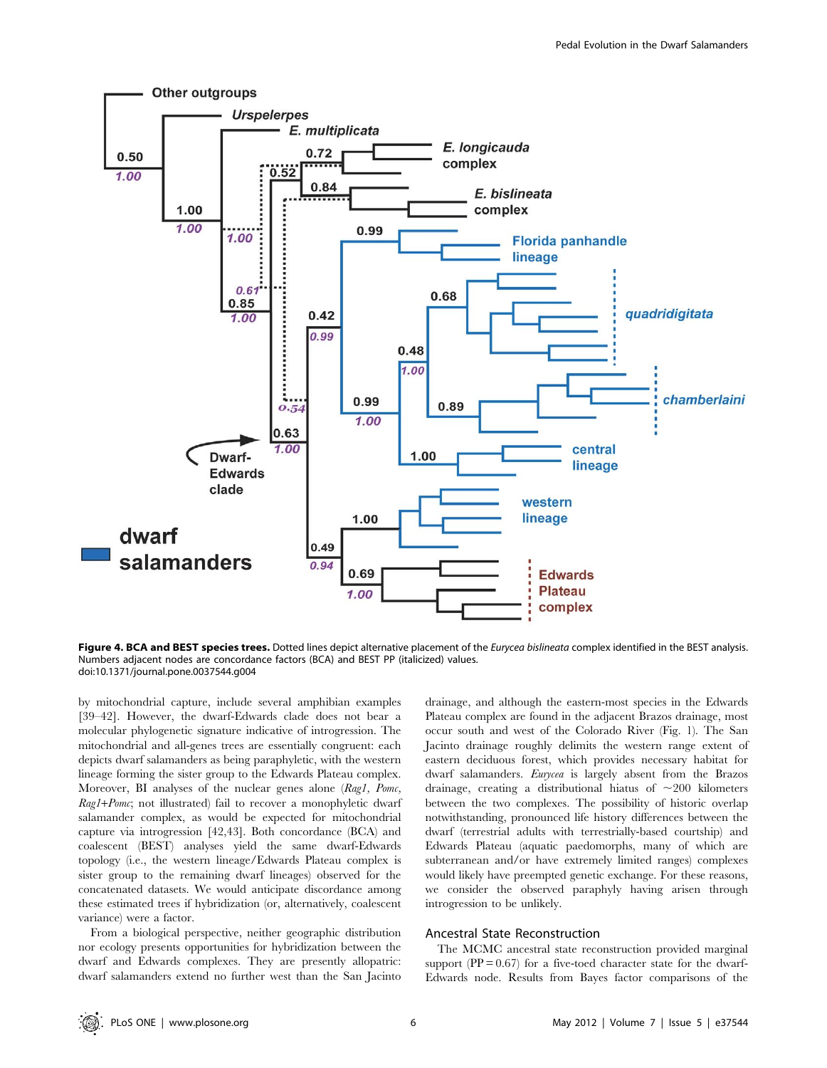Other outgroups

Urspelerpes

E. multiplicata

E. longicauda complex

E. bislineata complex

Florida panhandle lineage

quadridigitata

chamberlaini

central lineage

western lineage

Edwards Plateau complex

Dwarf-Edwards clade

dwarf salamanders

0.50

1.00

1.00

1.00

0.72

0.52

0.84

1.00

0.61

0.85

1.00

0.99

0.68

0.42

0.99

0.48

1.00

0.54

0.99

1.00

0.89

0.63

1.00

1.00

1.00

0.49

0.94

0.69

1.00

**Figure 4. BCA and BEST species trees.** Dotted lines depict alternative placement of the *Eurycea bislineata* complex identified in the BEST analysis. Numbers adjacent nodes are concordance factors (BCA) and BEST PP (italicized) values.
doi:10.1371/journal.pone.0037544.g004

by mitochondrial capture, include several amphibian examples [39–42]. However, the dwarf-Edwards clade does not bear a molecular phylogenetic signature indicative of introgression. The mitochondrial and all-genes trees are essentially congruent: each depicts dwarf salamanders as being paraphyletic, with the western lineage forming the sister group to the Edwards Plateau complex. Moreover, BI analyses of the nuclear genes alone (*Rag1*, *Pomc*, *Rag1*+*Pomc*; not illustrated) fail to recover a monophyletic dwarf salamander complex, as would be expected for mitochondrial capture via introgression [42,43]. Both concordance (BCA) and coalescent (BEST) analyses yield the same dwarf-Edwards topology (i.e., the western lineage/Edwards Plateau complex is sister group to the remaining dwarf lineages) observed for the concatenated datasets. We would anticipate discordance among these estimated trees if hybridization (or, alternatively, coalescent variance) were a factor.

From a biological perspective, neither geographic distribution nor ecology presents opportunities for hybridization between the dwarf and Edwards complexes. They are presently allopatric: dwarf salamanders extend no further west than the San Jacinto drainage, and although the eastern-most species in the Edwards Plateau complex are found in the adjacent Brazos drainage, most occur south and west of the Colorado River (Fig. 1). The San Jacinto drainage roughly delimits the western range extent of eastern deciduous forest, which provides necessary habitat for dwarf salamanders. *Eurycea* is largely absent from the Brazos drainage, creating a distributional hiatus of ~200 kilometers between the two complexes. The possibility of historic overlap notwithstanding, pronounced life history differences between the dwarf (terrestrial adults with terrestrially-based courtship) and Edwards Plateau (aquatic paedomorphs, many of which are subterranean and/or have extremely limited ranges) complexes would likely have preempted genetic exchange. For these reasons, we consider the observed paraphyly having arisen through introgression to be unlikely.

## Ancestral State Reconstruction

The MCMC ancestral state reconstruction provided marginal support (PP = 0.67) for a five-toed character state for the dwarf-Edwards node. Results from Bayes factor comparisons of the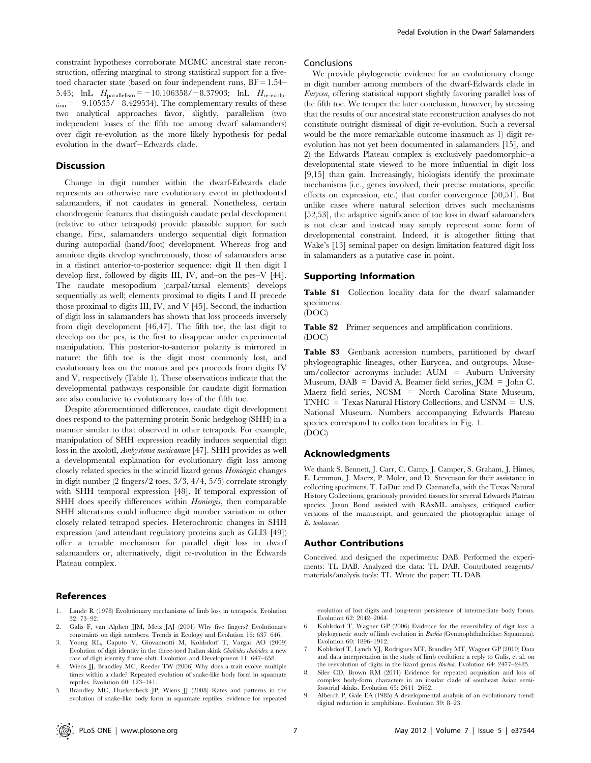constraint hypotheses corroborate MCMC ancestral state reconstruction, offering marginal to strong statistical support for a five-toed character state (based on four independent runs, BF = 1.54–5.43; lnL $H_{parallelism}$ = −10.106358/−8.37903; lnL $H_{re\text{-}evolution}$ = −9.10535/−8.429534). The complementary results of these two analytical approaches favor, slightly, parallelism (two independent losses of the fifth toe among dwarf salamanders) over digit re-evolution as the more likely hypothesis for pedal evolution in the dwarf−Edwards clade.

## Discussion

Change in digit number within the dwarf-Edwards clade represents an otherwise rare evolutionary event in plethodontid salamanders, if not caudates in general. Nonetheless, certain chondrogenic features that distinguish caudate pedal development (relative to other tetrapods) provide plausible support for such change. First, salamanders undergo sequential digit formation during autopodial (hand/foot) development. Whereas frog and amniote digits develop synchronously, those of salamanders arise in a distinct anterior-to-posterior sequence: digit II then digit I develop first, followed by digits III, IV, and–on the pes–V [44]. The caudate mesopodium (carpal/tarsal elements) develops sequentially as well; elements proximal to digits I and II precede those proximal to digits III, IV, and V [45]. Second, the induction of digit loss in salamanders has shown that loss proceeds inversely from digit development [46,47]. The fifth toe, the last digit to develop on the pes, is the first to disappear under experimental manipulation. This posterior-to-anterior polarity is mirrored in nature: the fifth toe is the digit most commonly lost, and evolutionary loss on the manus and pes proceeds from digits IV and V, respectively (Table 1). These observations indicate that the developmental pathways responsible for caudate digit formation are also conducive to evolutionary loss of the fifth toe.

Despite aforementioned differences, caudate digit development does respond to the patterning protein Sonic hedgehog (SHH) in a manner similar to that observed in other tetrapods. For example, manipulation of SHH expression readily induces sequential digit loss in the axolotl, *Ambystoma mexicanum* [47]. SHH provides as well a developmental explanation for evolutionary digit loss among closely related species in the scincid lizard genus *Hemiergis*: changes in digit number (2 fingers/2 toes, 3/3, 4/4, 5/5) correlate strongly with SHH temporal expression [48]. If temporal expression of SHH does specify differences within *Hemiergis*, then comparable SHH alterations could influence digit number variation in other closely related tetrapod species. Heterochronic changes in SHH expression (and attendant regulatory proteins such as GLI3 [49]) offer a tenable mechanism for parallel digit loss in dwarf salamanders or, alternatively, digit re-evolution in the Edwards Plateau complex.

## Conclusions

We provide phylogenetic evidence for an evolutionary change in digit number among members of the dwarf-Edwards clade in *Eurycea*, offering statistical support slightly favoring parallel loss of the fifth toe. We temper the later conclusion, however, by stressing that the results of our ancestral state reconstruction analyses do not constitute outright dismissal of digit re-evolution. Such a reversal would be the more remarkable outcome inasmuch as 1) digit re-evolution has not yet been documented in salamanders [15], and 2) the Edwards Plateau complex is exclusively paedomorphic–a developmental state viewed to be more influential in digit loss [9,15] than gain. Increasingly, biologists identify the proximate mechanisms (i.e., genes involved, their precise mutations, specific effects on expression, etc.) that confer convergence [50,51]. But unlike cases where natural selection drives such mechanisms [52,53], the adaptive significance of toe loss in dwarf salamanders is not clear and instead may simply represent some form of developmental constraint. Indeed, it is altogether fitting that Wake's [13] seminal paper on design limitation featured digit loss in salamanders as a putative case in point.

## Supporting Information

**Table S1** Collection locality data for the dwarf salamander specimens.
(DOC)

**Table S2** Primer sequences and amplification conditions.
(DOC)

**Table S3** Genbank accession numbers, partitioned by dwarf phylogeographic lineages, other Eurycea, and outgroups. Museum/collector acronyms include: AUM = Auburn University Museum, DAB = David A. Beamer field series, JCM = John C. Maerz field series, NCSM = North Carolina State Museum, TNHC = Texas Natural History Collections, and USNM = U.S. National Museum. Numbers accompanying Edwards Plateau species correspond to collection localities in Fig. 1.
(DOC)

## Acknowledgments

We thank S. Bennett, J. Carr, C. Camp, J. Camper, S. Graham, J. Himes, E. Lemmon, J. Maerz, P. Moler, and D. Stevenson for their assistance in collecting specimens. T. LaDuc and D. Cannatella, with the Texas Natural History Collections, graciously provided tissues for several Edwards Plateau species. Jason Bond assisted with RAxML analyses, critiqued earlier versions of the manuscript, and generated the photographic image of *E. tonkawae*.

## Author Contributions

Conceived and designed the experiments: DAB. Performed the experiments: TL DAB. Analyzed the data: TL DAB. Contributed reagents/materials/analysis tools: TL. Wrote the paper: TL DAB.

## References

1. Lande R (1978) Evolutionary mechanisms of limb loss in tetrapods. Evolution 32: 73–92.
2. Galis F, van Alphen JJM, Metz JAJ (2001) Why five fingers? Evolutionary constraints on digit numbers. Trends in Ecology and Evolution 16: 637–646.
3. Young RL, Caputo V, Giovannotti M, Kohlsdorf T, Vargas AO (2009) Evolution of digit identity in the three-toed Italian skink *Chalcides chalcides*: a new case of digit identity frame shift. Evolution and Development 11: 647–658.
4. Wiens JJ, Brandley MC, Reeder TW (2006) Why does a trait evolve multiple times within a clade? Repeated evolution of snake-like body form in squamate reptiles. Evolution 60: 123–141.
5. Brandley MC, Huelsenbeck JP, Wiens JJ (2008) Rates and patterns in the evolution of snake-like body form in squamate reptiles: evidence for repeated evolution of lost digits and long-term persistence of intermediate body forms. Evolution 62: 2042–2064.
6. Kohlsdorf T, Wagner GP (2006) Evidence for the reversibility of digit loss: a phylogenetic study of limb evolution in *Bachia* (Gymnophthalmidae: Squamata). Evolution 60: 1896–1912.
7. Kohlsdorf T, Lynch VJ, Rodrigues MT, Brandley MT, Wagner GP (2010) Data and data interpretation in the study of limb evolution: a reply to Galis, et al. on the reevolution of digits in the lizard genus *Bachia*. Evolution 64: 2477–2485.
8. Siler CD, Brown RM (2011) Evidence for repeated acquisition and loss of complex body-form characters in an insular clade of southeast Asian semi-fossorial skinks. Evolution 65: 2641–2662.
9. Alberch P, Gale EA (1985) A developmental analysis of an evolutionary trend: digital reduction in amphibians. Evolution 39: 8–23.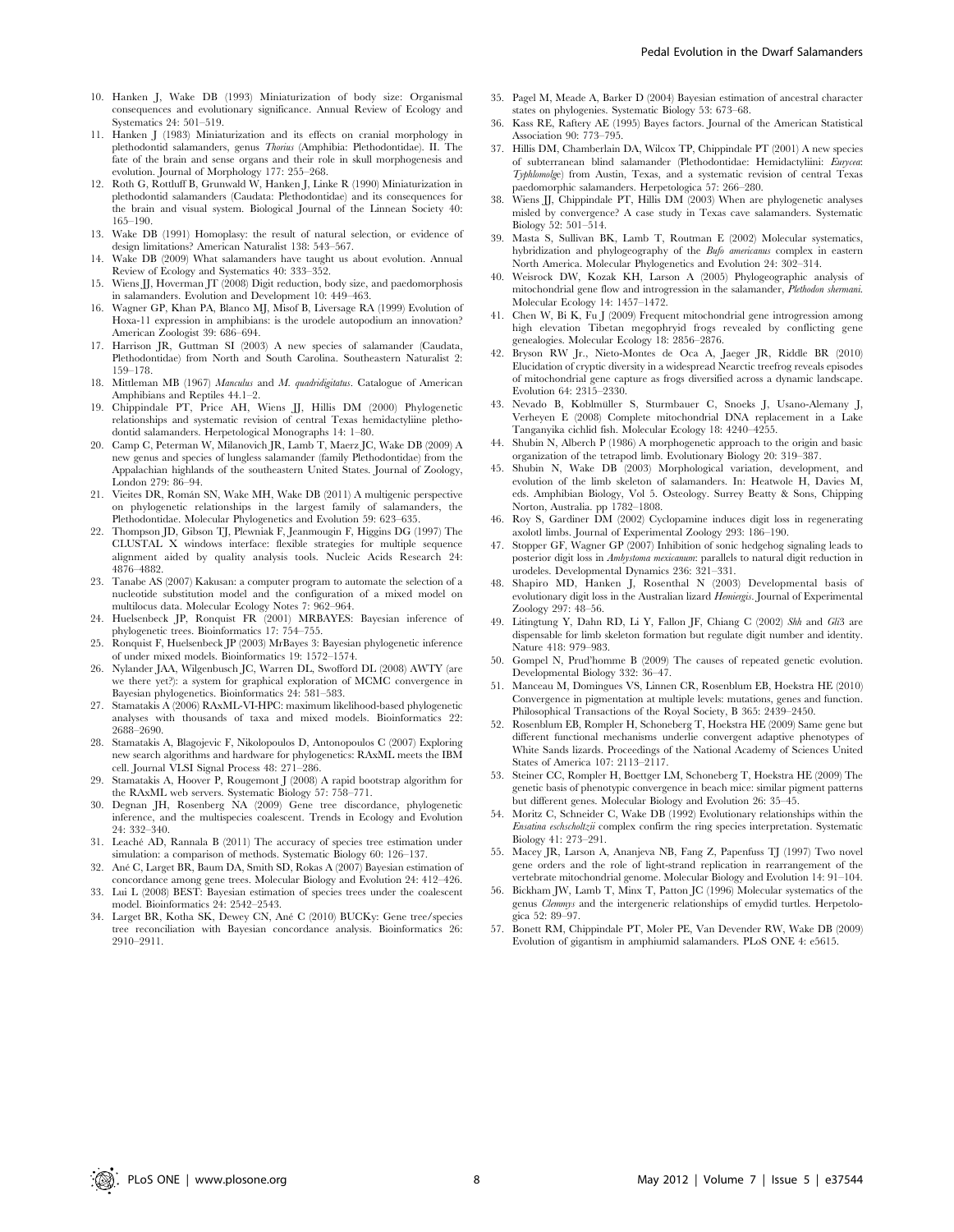10. Hanken J, Wake DB (1993) Miniaturization of body size: Organismal consequences and evolutionary significance. Annual Review of Ecology and Systematics 24: 501–519.
11. Hanken J (1983) Miniaturization and its effects on cranial morphology in plethodontid salamanders, genus *Thorius* (Amphibia: Plethodontidae). II. The fate of the brain and sense organs and their role in skull morphogenesis and evolution. Journal of Morphology 177: 255–268.
12. Roth G, Rottluff B, Grunwald W, Hanken J, Linke R (1990) Miniaturization in plethodontid salamanders (Caudata: Plethodontidae) and its consequences for the brain and visual system. Biological Journal of the Linnean Society 40: 165–190.
13. Wake DB (1991) Homoplasy: the result of natural selection, or evidence of design limitations? American Naturalist 138: 543–567.
14. Wake DB (2009) What salamanders have taught us about evolution. Annual Review of Ecology and Systematics 40: 333–352.
15. Wiens JJ, Hoverman JT (2008) Digit reduction, body size, and paedomorphosis in salamanders. Evolution and Development 10: 449–463.
16. Wagner GP, Khan PA, Blanco MJ, Misof B, Liversage RA (1999) Evolution of Hoxa-11 expression in amphibians: is the urodele autopodium an innovation? American Zoologist 39: 686–694.
17. Harrison JR, Guttman SI (2003) A new species of salamander (Caudata, Plethodontidae) from North and South Carolina. Southeastern Naturalist 2: 159–178.
18. Mittleman MB (1967) *Manculus* and *M. quadridigitatus*. Catalogue of American Amphibians and Reptiles 44.1–2.
19. Chippindale PT, Price AH, Wiens JJ, Hillis DM (2000) Phylogenetic relationships and systematic revision of central Texas hemidactyliine plethodontid salamanders. Herpetological Monographs 14: 1–80.
20. Camp C, Peterman W, Milanovich JR, Lamb T, Maerz JC, Wake DB (2009) A new genus and species of lungless salamander (family Plethodontidae) from the Appalachian highlands of the southeastern United States. Journal of Zoology, London 279: 86–94.
21. Vieites DR, Román SN, Wake MH, Wake DB (2011) A multigenic perspective on phylogenetic relationships in the largest family of salamanders, the Plethodontidae. Molecular Phylogenetics and Evolution 59: 623–635.
22. Thompson JD, Gibson TJ, Plewniak F, Jeanmougin F, Higgins DG (1997) The CLUSTAL X windows interface: flexible strategies for multiple sequence alignment aided by quality analysis tools. Nucleic Acids Research 24: 4876–4882.
23. Tanabe AS (2007) Kakusan: a computer program to automate the selection of a nucleotide substitution model and the configuration of a mixed model on multilocus data. Molecular Ecology Notes 7: 962–964.
24. Huelsenbeck JP, Ronquist FR (2001) MRBAYES: Bayesian inference of phylogenetic trees. Bioinformatics 17: 754–755.
25. Ronquist F, Huelsenbeck JP (2003) MrBayes 3: Bayesian phylogenetic inference of under mixed models. Bioinformatics 19: 1572–1574.
26. Nylander JAA, Wilgenbusch JC, Warren DL, Swofford DL (2008) AWTY (are we there yet?): a system for graphical exploration of MCMC convergence in Bayesian phylogenetics. Bioinformatics 24: 581–583.
27. Stamatakis A (2006) RAxML-VI-HPC: maximum likelihood-based phylogenetic analyses with thousands of taxa and mixed models. Bioinformatics 22: 2688–2690.
28. Stamatakis A, Blagojevic F, Nikolopoulos D, Antonopoulos C (2007) Exploring new search algorithms and hardware for phylogenetics: RAxML meets the IBM cell. Journal VLSI Signal Process 48: 271–286.
29. Stamatakis A, Hoover P, Rougemont J (2008) A rapid bootstrap algorithm for the RAxML web servers. Systematic Biology 57: 758–771.
30. Degnan JH, Rosenberg NA (2009) Gene tree discordance, phylogenetic inference, and the multispecies coalescent. Trends in Ecology and Evolution 24: 332–340.
31. Leaché AD, Rannala B (2011) The accuracy of species tree estimation under simulation: a comparison of methods. Systematic Biology 60: 126–137.
32. Ané C, Larget BR, Baum DA, Smith SD, Rokas A (2007) Bayesian estimation of concordance among gene trees. Molecular Biology and Evolution 24: 412–426.
33. Lui L (2008) BEST: Bayesian estimation of species trees under the coalescent model. Bioinformatics 24: 2542–2543.
34. Larget BR, Kotha SK, Dewey CN, Ané C (2010) BUCKy: Gene tree/species tree reconciliation with Bayesian concordance analysis. Bioinformatics 26: 2910–2911.
35. Pagel M, Meade A, Barker D (2004) Bayesian estimation of ancestral character states on phylogenies. Systematic Biology 53: 673–68.
36. Kass RE, Raftery AE (1995) Bayes factors. Journal of the American Statistical Association 90: 773–795.
37. Hillis DM, Chamberlain DA, Wilcox TP, Chippindale PT (2001) A new species of subterranean blind salamander (Plethodontidae: Hemidactyliini: *Eurycea*: *Typhlomolge*) from Austin, Texas, and a systematic revision of central Texas paedomorphic salamanders. Herpetologica 57: 266–280.
38. Wiens JJ, Chippindale PT, Hillis DM (2003) When are phylogenetic analyses misled by convergence? A case study in Texas cave salamanders. Systematic Biology 52: 501–514.
39. Masta S, Sullivan BK, Lamb T, Routman E (2002) Molecular systematics, hybridization and phylogeography of the *Bufo americanus* complex in eastern North America. Molecular Phylogenetics and Evolution 24: 302–314.
40. Weisrock DW, Kozak KH, Larson A (2005) Phylogeographic analysis of mitochondrial gene flow and introgression in the salamander, *Plethodon shermani*. Molecular Ecology 14: 1457–1472.
41. Chen W, Bi K, Fu J (2009) Frequent mitochondrial gene introgression among high elevation Tibetan megophryid frogs revealed by conflicting gene genealogies. Molecular Ecology 18: 2856–2876.
42. Bryson RW Jr., Nieto-Montes de Oca A, Jaeger JR, Riddle BR (2010) Elucidation of cryptic diversity in a widespread Nearctic treefrog reveals episodes of mitochondrial gene capture as frogs diversified across a dynamic landscape. Evolution 64: 2315–2330.
43. Nevado B, Koblmüller S, Sturmbauer C, Snoeks J, Usano-Alemany J, Verheyen E (2008) Complete mitochondrial DNA replacement in a Lake Tanganyika cichlid fish. Molecular Ecology 18: 4240–4255.
44. Shubin N, Alberch P (1986) A morphogenetic approach to the origin and basic organization of the tetrapod limb. Evolutionary Biology 20: 319–387.
45. Shubin N, Wake DB (2003) Morphological variation, development, and evolution of the limb skeleton of salamanders. In: Heatwole H, Davies M, eds. Amphibian Biology, Vol 5. Osteology. Surrey Beatty & Sons, Chipping Norton, Australia. pp 1782–1808.
46. Roy S, Gardiner DM (2002) Cyclopamine induces digit loss in regenerating axolotl limbs. Journal of Experimental Zoology 293: 186–190.
47. Stopper GF, Wagner GP (2007) Inhibition of sonic hedgehog signaling leads to posterior digit loss in *Ambystoma mexicanum*: parallels to natural digit reduction in urodeles. Developmental Dynamics 236: 321–331.
48. Shapiro MD, Hanken J, Rosenthal N (2003) Developmental basis of evolutionary digit loss in the Australian lizard *Hemiergis*. Journal of Experimental Zoology 297: 48–56.
49. Litingtung Y, Dahn RD, Li Y, Fallon JF, Chiang C (2002) *Shh* and *Gli3* are dispensable for limb skeleton formation but regulate digit number and identity. Nature 418: 979–983.
50. Gompel N, Prud'homme B (2009) The causes of repeated genetic evolution. Developmental Biology 332: 36–47.
51. Manceau M, Domingues VS, Linnen CR, Rosenblum EB, Hoekstra HE (2010) Convergence in pigmentation at multiple levels: mutations, genes and function. Philosophical Transactions of the Royal Society, B 365: 2439–2450.
52. Rosenblum EB, Rompler H, Schoneberg T, Hoekstra HE (2009) Same gene but different functional mechanisms underlie convergent adaptive phenotypes of White Sands lizards. Proceedings of the National Academy of Sciences United States of America 107: 2113–2117.
53. Steiner CC, Rompler H, Boettger LM, Schoneberg T, Hoekstra HE (2009) The genetic basis of phenotypic convergence in beach mice: similar pigment patterns but different genes. Molecular Biology and Evolution 26: 35–45.
54. Moritz C, Schneider C, Wake DB (1992) Evolutionary relationships within the *Ensatina eschscholtzii* complex confirm the ring species interpretation. Systematic Biology 41: 273–291.
55. Macey JR, Larson A, Ananjeva NB, Fang Z, Papenfuss TJ (1997) Two novel gene orders and the role of light-strand replication in rearrangement of the vertebrate mitochondrial genome. Molecular Biology and Evolution 14: 91–104.
56. Bickham JW, Lamb T, Minx T, Patton JC (1996) Molecular systematics of the genus *Clemmys* and the intergeneric relationships of emydid turtles. Herpetologica 52: 89–97.
57. Bonett RM, Chippindale PT, Moler PE, Van Devender RW, Wake DB (2009) Evolution of gigantism in amphiumid salamanders. PLoS ONE 4: e5615.